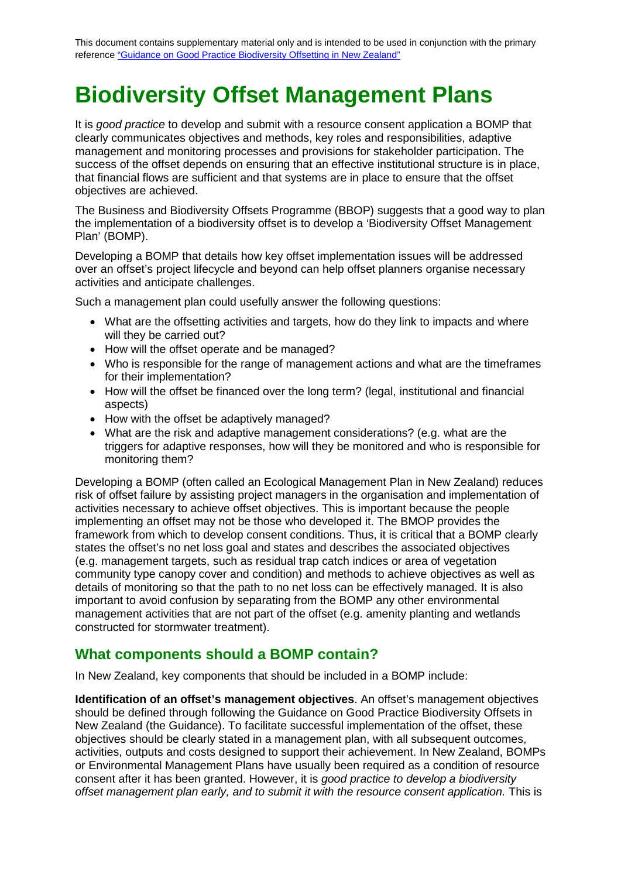This document contains supplementary material only and is intended to be used in conjunction with the primary reference ["Guidance on Good Practice Biodiversity Offsetting in New Zealand"]()

# Biodiversity Offset Management Plans

It is *good practice* to develop and submit with a resource consent application a BOMP that clearly communicates objectives and methods, key roles and responsibilities, adaptive management and monitoring processes and provisions for stakeholder participation. The success of the offset depends on ensuring that an effective institutional structure is in place, that financial flows are sufficient and that systems are in place to ensure that the offset objectives are achieved.

The Business and Biodiversity Offsets Programme (BBOP) suggests that a good way to plan the implementation of a biodiversity offset is to develop a 'Biodiversity Offset Management Plan' (BOMP).

Developing a BOMP that details how key offset implementation issues will be addressed over an offset's project lifecycle and beyond can help offset planners organise necessary activities and anticipate challenges.

Such a management plan could usefully answer the following questions:

- What are the offsetting activities and targets, how do they link to impacts and where will they be carried out?
- How will the offset operate and be managed?
- Who is responsible for the range of management actions and what are the timeframes for their implementation?
- How will the offset be financed over the long term? (legal, institutional and financial aspects)
- How with the offset be adaptively managed?
- What are the risk and adaptive management considerations? (e.g. what are the triggers for adaptive responses, how will they be monitored and who is responsible for monitoring them?

Developing a BOMP (often called an Ecological Management Plan in New Zealand) reduces risk of offset failure by assisting project managers in the organisation and implementation of activities necessary to achieve offset objectives. This is important because the people implementing an offset may not be those who developed it. The BMOP provides the framework from which to develop consent conditions. Thus, it is critical that a BOMP clearly states the offset's no net loss goal and states and describes the associated objectives (e.g. management targets, such as residual trap catch indices or area of vegetation community type canopy cover and condition) and methods to achieve objectives as well as details of monitoring so that the path to no net loss can be effectively managed. It is also important to avoid confusion by separating from the BOMP any other environmental management activities that are not part of the offset (e.g. amenity planting and wetlands constructed for stormwater treatment).

## What components should a BOMP contain?

In New Zealand, key components that should be included in a BOMP include:

**Identification of an offset's management objectives**. An offset's management objectives should be defined through following the Guidance on Good Practice Biodiversity Offsets in New Zealand (the Guidance). To facilitate successful implementation of the offset, these objectives should be clearly stated in a management plan, with all subsequent outcomes, activities, outputs and costs designed to support their achievement. In New Zealand, BOMPs or Environmental Management Plans have usually been required as a condition of resource consent after it has been granted. However, it is *good practice to develop a biodiversity offset management plan early, and to submit it with the resource consent application.* This is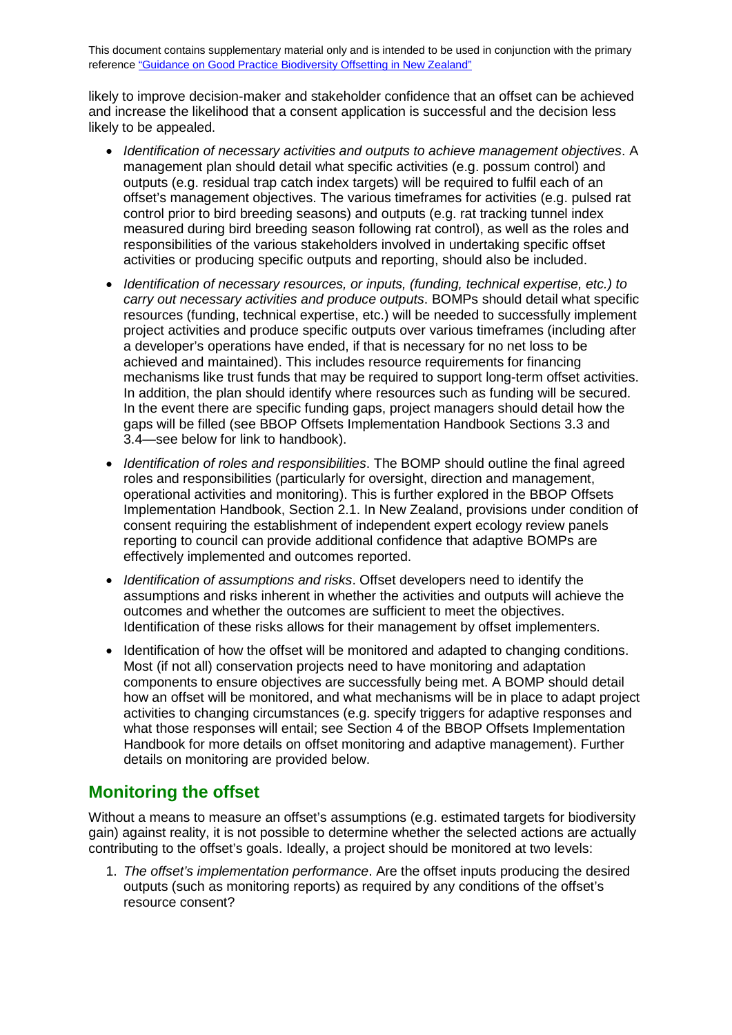likely to improve decision-maker and stakeholder confidence that an offset can be achieved and increase the likelihood that a consent application is successful and the decision less likely to be appealed.

- *Identification of necessary activities and outputs to achieve management objectives*. A management plan should detail what specific activities (e.g. possum control) and outputs (e.g. residual trap catch index targets) will be required to fulfil each of an offset's management objectives. The various timeframes for activities (e.g. pulsed rat control prior to bird breeding seasons) and outputs (e.g. rat tracking tunnel index measured during bird breeding season following rat control), as well as the roles and responsibilities of the various stakeholders involved in undertaking specific offset activities or producing specific outputs and reporting, should also be included.
- *Identification of necessary resources, or inputs, (funding, technical expertise, etc.) to carry out necessary activities and produce outputs*. BOMPs should detail what specific resources (funding, technical expertise, etc.) will be needed to successfully implement project activities and produce specific outputs over various timeframes (including after a developer's operations have ended, if that is necessary for no net loss to be achieved and maintained). This includes resource requirements for financing mechanisms like trust funds that may be required to support long-term offset activities. In addition, the plan should identify where resources such as funding will be secured. In the event there are specific funding gaps, project managers should detail how the gaps will be filled (see BBOP Offsets Implementation Handbook Sections 3.3 and 3.4—see below for link to handbook).
- *Identification of roles and responsibilities*. The BOMP should outline the final agreed roles and responsibilities (particularly for oversight, direction and management, operational activities and monitoring). This is further explored in the BBOP Offsets Implementation Handbook, Section 2.1. In New Zealand, provisions under condition of consent requiring the establishment of independent expert ecology review panels reporting to council can provide additional confidence that adaptive BOMPs are effectively implemented and outcomes reported.
- *Identification of assumptions and risks*. Offset developers need to identify the assumptions and risks inherent in whether the activities and outputs will achieve the outcomes and whether the outcomes are sufficient to meet the objectives. Identification of these risks allows for their management by offset implementers.
- Identification of how the offset will be monitored and adapted to changing conditions. Most (if not all) conservation projects need to have monitoring and adaptation components to ensure objectives are successfully being met. A BOMP should detail how an offset will be monitored, and what mechanisms will be in place to adapt project activities to changing circumstances (e.g. specify triggers for adaptive responses and what those responses will entail; see Section 4 of the BBOP Offsets Implementation Handbook for more details on offset monitoring and adaptive management). Further details on monitoring are provided below.

## Monitoring the offset

Without a means to measure an offset's assumptions (e.g. estimated targets for biodiversity gain) against reality, it is not possible to determine whether the selected actions are actually contributing to the offset's goals. Ideally, a project should be monitored at two levels:

1. *The offset's implementation performance*. Are the offset inputs producing the desired outputs (such as monitoring reports) as required by any conditions of the offset's resource consent?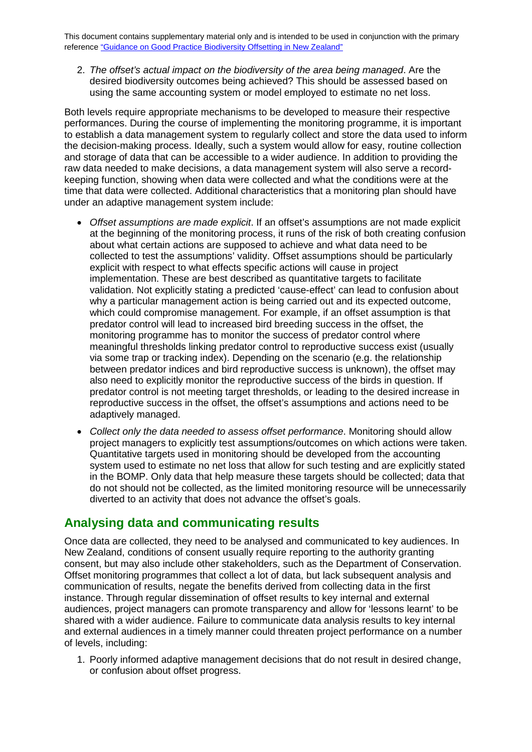2. *The offset's actual impact on the biodiversity of the area being managed*. Are the desired biodiversity outcomes being achieved? This should be assessed based on using the same accounting system or model employed to estimate no net loss.

Both levels require appropriate mechanisms to be developed to measure their respective performances. During the course of implementing the monitoring programme, it is important to establish a data management system to regularly collect and store the data used to inform the decision-making process. Ideally, such a system would allow for easy, routine collection and storage of data that can be accessible to a wider audience. In addition to providing the raw data needed to make decisions, a data management system will also serve a record-keeping function, showing when data were collected and what the conditions were at the time that data were collected. Additional characteristics that a monitoring plan should have under an adaptive management system include:

- *Offset assumptions are made explicit*. If an offset's assumptions are not made explicit at the beginning of the monitoring process, it runs of the risk of both creating confusion about what certain actions are supposed to achieve and what data need to be collected to test the assumptions' validity. Offset assumptions should be particularly explicit with respect to what effects specific actions will cause in project implementation. These are best described as quantitative targets to facilitate validation. Not explicitly stating a predicted 'cause-effect' can lead to confusion about why a particular management action is being carried out and its expected outcome, which could compromise management. For example, if an offset assumption is that predator control will lead to increased bird breeding success in the offset, the monitoring programme has to monitor the success of predator control where meaningful thresholds linking predator control to reproductive success exist (usually via some trap or tracking index). Depending on the scenario (e.g. the relationship between predator indices and bird reproductive success is unknown), the offset may also need to explicitly monitor the reproductive success of the birds in question. If predator control is not meeting target thresholds, or leading to the desired increase in reproductive success in the offset, the offset's assumptions and actions need to be adaptively managed.
- *Collect only the data needed to assess offset performance*. Monitoring should allow project managers to explicitly test assumptions/outcomes on which actions were taken. Quantitative targets used in monitoring should be developed from the accounting system used to estimate no net loss that allow for such testing and are explicitly stated in the BOMP. Only data that help measure these targets should be collected; data that do not should not be collected, as the limited monitoring resource will be unnecessarily diverted to an activity that does not advance the offset's goals.

## Analysing data and communicating results

Once data are collected, they need to be analysed and communicated to key audiences. In New Zealand, conditions of consent usually require reporting to the authority granting consent, but may also include other stakeholders, such as the Department of Conservation. Offset monitoring programmes that collect a lot of data, but lack subsequent analysis and communication of results, negate the benefits derived from collecting data in the first instance. Through regular dissemination of offset results to key internal and external audiences, project managers can promote transparency and allow for 'lessons learnt' to be shared with a wider audience. Failure to communicate data analysis results to key internal and external audiences in a timely manner could threaten project performance on a number of levels, including:

1. Poorly informed adaptive management decisions that do not result in desired change, or confusion about offset progress.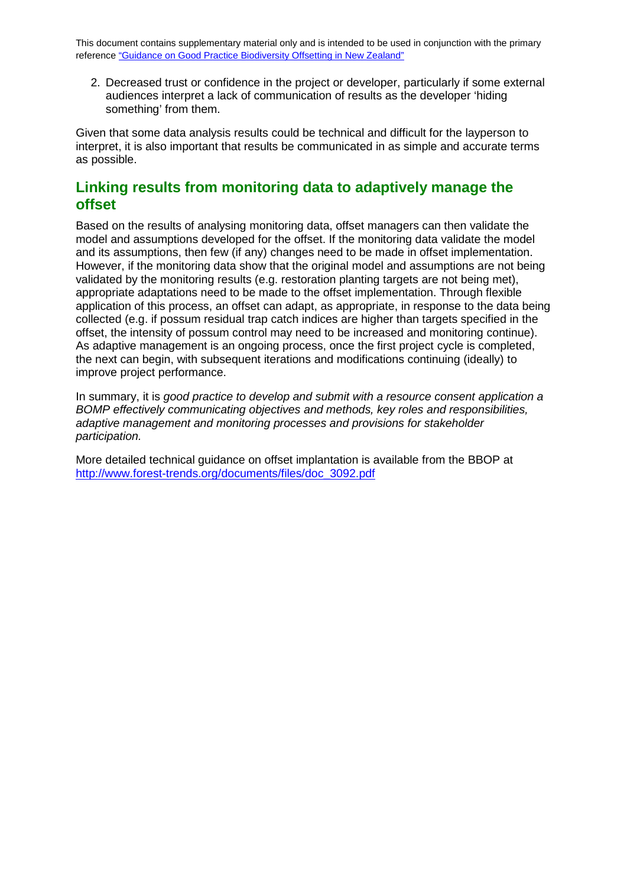2. Decreased trust or confidence in the project or developer, particularly if some external audiences interpret a lack of communication of results as the developer 'hiding something' from them.

Given that some data analysis results could be technical and difficult for the layperson to interpret, it is also important that results be communicated in as simple and accurate terms as possible.

## Linking results from monitoring data to adaptively manage the offset

Based on the results of analysing monitoring data, offset managers can then validate the model and assumptions developed for the offset. If the monitoring data validate the model and its assumptions, then few (if any) changes need to be made in offset implementation. However, if the monitoring data show that the original model and assumptions are not being validated by the monitoring results (e.g. restoration planting targets are not being met), appropriate adaptations need to be made to the offset implementation. Through flexible application of this process, an offset can adapt, as appropriate, in response to the data being collected (e.g. if possum residual trap catch indices are higher than targets specified in the offset, the intensity of possum control may need to be increased and monitoring continue). As adaptive management is an ongoing process, once the first project cycle is completed, the next can begin, with subsequent iterations and modifications continuing (ideally) to improve project performance.

In summary, it is *good practice to develop and submit with a resource consent application a BOMP effectively communicating objectives and methods, key roles and responsibilities, adaptive management and monitoring processes and provisions for stakeholder participation.*

More detailed technical guidance on offset implantation is available from the BBOP at [http://www.forest-trends.org/documents/files/doc_3092.pdf](http://www.forest-trends.org/documents/files/doc_3092.pdf)